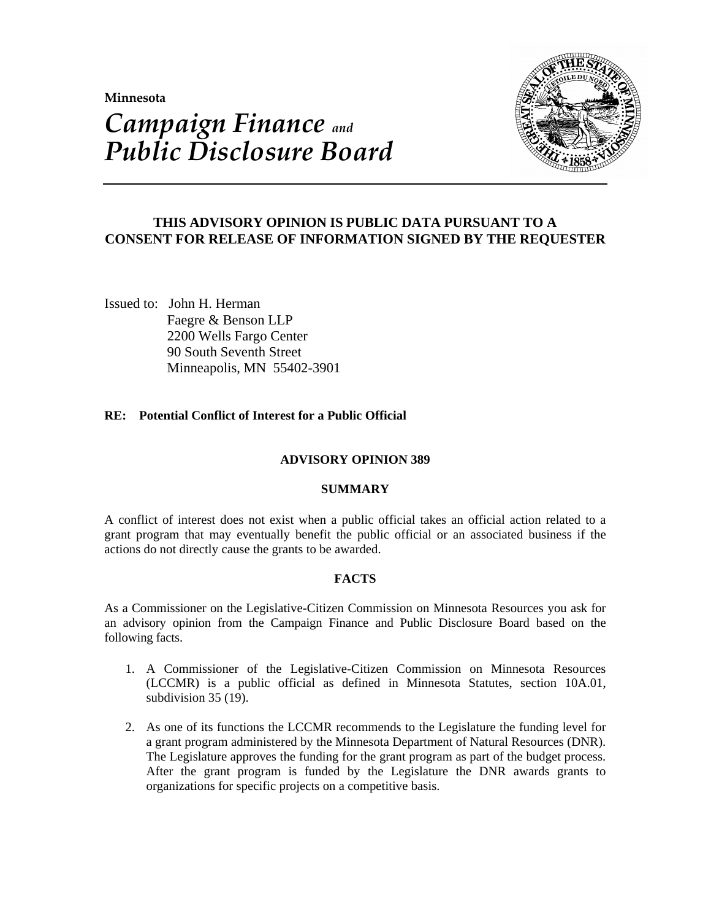**Minnesota**

# *Campaign Finance and Public Disclosure Board*

**THIS ADVISORY OPINION IS PUBLIC DATA PURSUANT TO A CONSENT FOR RELEASE OF INFORMATION SIGNED BY THE REQUESTER**

Issued to: John H. Herman
Faegre & Benson LLP
2200 Wells Fargo Center
90 South Seventh Street
Minneapolis, MN 55402-3901

**RE: Potential Conflict of Interest for a Public Official**

## ADVISORY OPINION 389

### SUMMARY

A conflict of interest does not exist when a public official takes an official action related to a grant program that may eventually benefit the public official or an associated business if the actions do not directly cause the grants to be awarded.

### FACTS

As a Commissioner on the Legislative-Citizen Commission on Minnesota Resources you ask for an advisory opinion from the Campaign Finance and Public Disclosure Board based on the following facts.

1. A Commissioner of the Legislative-Citizen Commission on Minnesota Resources (LCCMR) is a public official as defined in Minnesota Statutes, section 10A.01, subdivision 35 (19).

2. As one of its functions the LCCMR recommends to the Legislature the funding level for a grant program administered by the Minnesota Department of Natural Resources (DNR). The Legislature approves the funding for the grant program as part of the budget process. After the grant program is funded by the Legislature the DNR awards grants to organizations for specific projects on a competitive basis.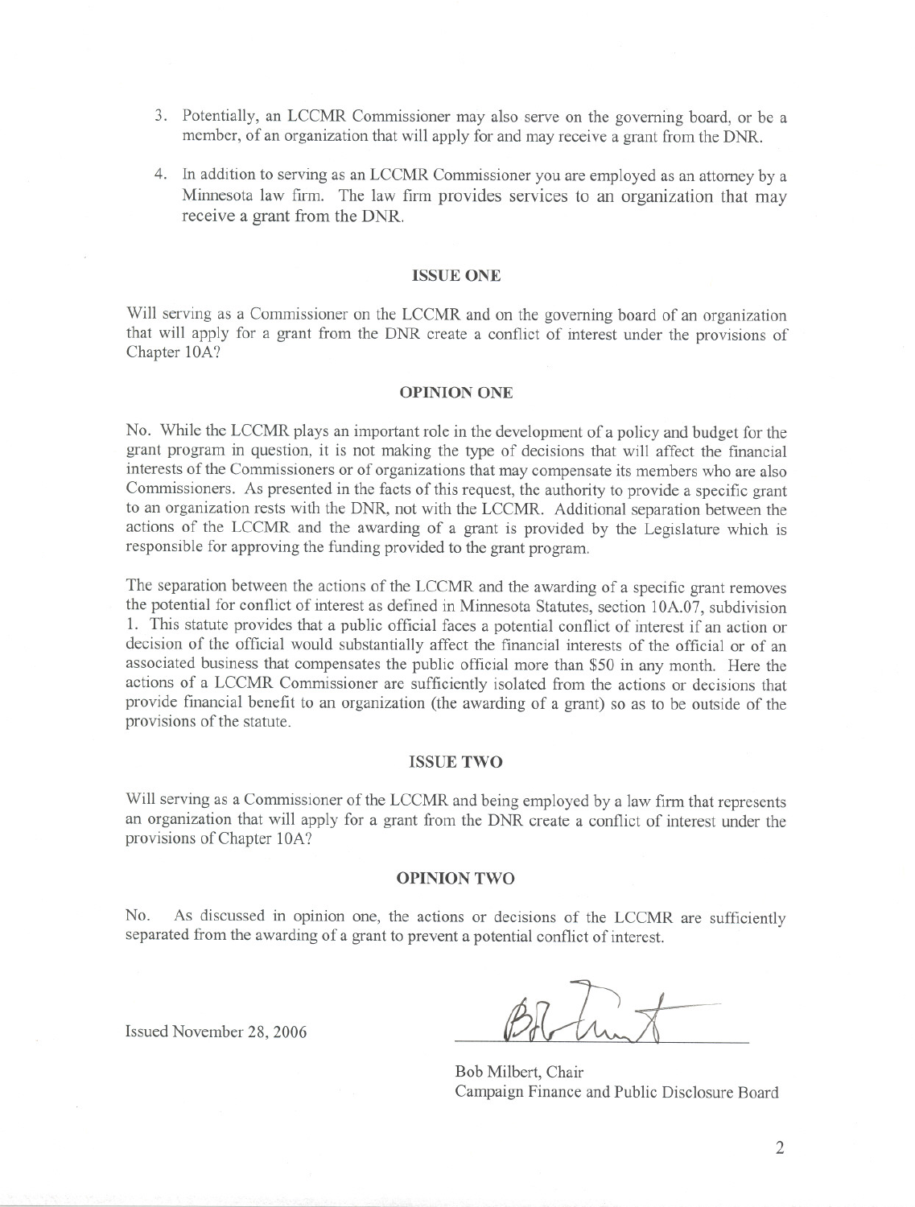3. Potentially, an LCCMR Commissioner may also serve on the governing board, or be a member, of an organization that will apply for and may receive a grant from the DNR.

4. In addition to serving as an LCCMR Commissioner you are employed as an attorney by a Minnesota law firm. The law firm provides services to an organization that may receive a grant from the DNR.

## ISSUE ONE

Will serving as a Commissioner on the LCCMR and on the governing board of an organization that will apply for a grant from the DNR create a conflict of interest under the provisions of Chapter 10A?

## OPINION ONE

No. While the LCCMR plays an important role in the development of a policy and budget for the grant program in question, it is not making the type of decisions that will affect the financial interests of the Commissioners or of organizations that may compensate its members who are also Commissioners. As presented in the facts of this request, the authority to provide a specific grant to an organization rests with the DNR, not with the LCCMR. Additional separation between the actions of the LCCMR and the awarding of a grant is provided by the Legislature which is responsible for approving the funding provided to the grant program.

The separation between the actions of the LCCMR and the awarding of a specific grant removes the potential for conflict of interest as defined in Minnesota Statutes, section 10A.07, subdivision 1. This statute provides that a public official faces a potential conflict of interest if an action or decision of the official would substantially affect the financial interests of the official or of an associated business that compensates the public official more than $50 in any month. Here the actions of a LCCMR Commissioner are sufficiently isolated from the actions or decisions that provide financial benefit to an organization (the awarding of a grant) so as to be outside of the provisions of the statute.

## ISSUE TWO

Will serving as a Commissioner of the LCCMR and being employed by a law firm that represents an organization that will apply for a grant from the DNR create a conflict of interest under the provisions of Chapter 10A?

## OPINION TWO

No. As discussed in opinion one, the actions or decisions of the LCCMR are sufficiently separated from the awarding of a grant to prevent a potential conflict of interest.

Issued November 28, 2006

Bob Milbert, Chair
Campaign Finance and Public Disclosure Board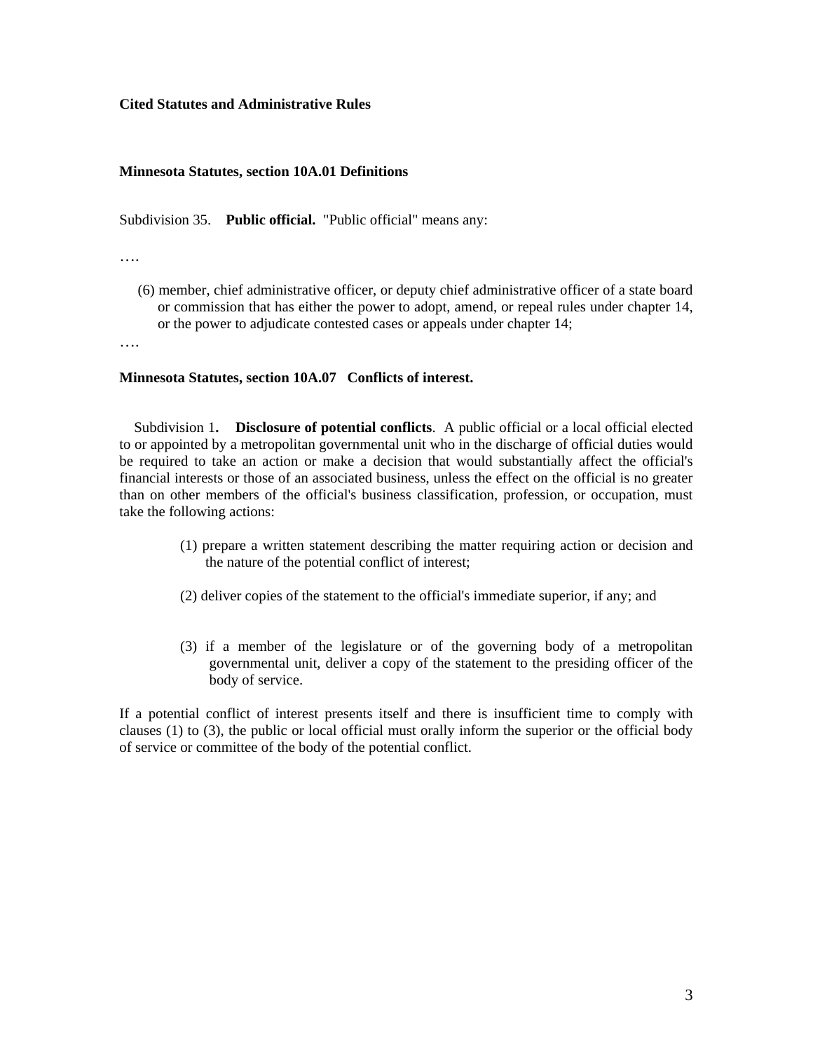**Cited Statutes and Administrative Rules**

**Minnesota Statutes, section 10A.01 Definitions**

Subdivision 35. **Public official.** "Public official" means any:

….

(6) member, chief administrative officer, or deputy chief administrative officer of a state board or commission that has either the power to adopt, amend, or repeal rules under chapter 14, or the power to adjudicate contested cases or appeals under chapter 14;

….

**Minnesota Statutes, section 10A.07 Conflicts of interest.**

Subdivision 1**.** **Disclosure of potential conflicts**. A public official or a local official elected to or appointed by a metropolitan governmental unit who in the discharge of official duties would be required to take an action or make a decision that would substantially affect the official's financial interests or those of an associated business, unless the effect on the official is no greater than on other members of the official's business classification, profession, or occupation, must take the following actions:

(1) prepare a written statement describing the matter requiring action or decision and the nature of the potential conflict of interest;

(2) deliver copies of the statement to the official's immediate superior, if any; and

(3) if a member of the legislature or of the governing body of a metropolitan governmental unit, deliver a copy of the statement to the presiding officer of the body of service.

If a potential conflict of interest presents itself and there is insufficient time to comply with clauses (1) to (3), the public or local official must orally inform the superior or the official body of service or committee of the body of the potential conflict.